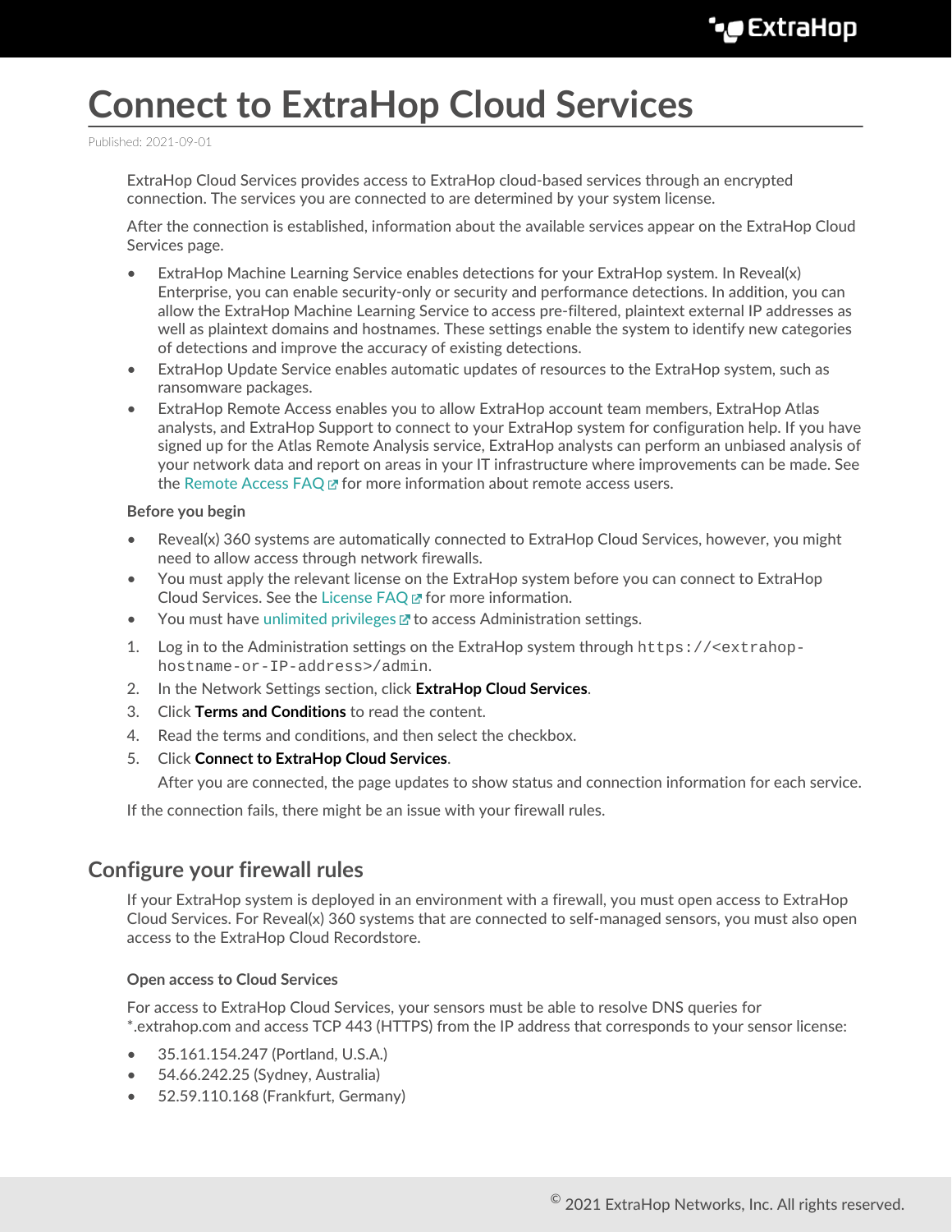# Connect to ExtraHop Cloud Services

Published: 2021-09-01

ExtraHop Cloud Services provides access to ExtraHop cloud-based services through an encrypted connection. The services you are connected to are determined by your system license.

After the connection is established, information about the available services appear on the ExtraHop Cloud Services page.

- ExtraHop Machine Learning Service enables detections for your ExtraHop system. In Reveal(x) Enterprise, you can enable security-only or security and performance detections. In addition, you can allow the ExtraHop Machine Learning Service to access pre-filtered, plaintext external IP addresses as well as plaintext domains and hostnames. These settings enable the system to identify new categories of detections and improve the accuracy of existing detections.
- ExtraHop Update Service enables automatic updates of resources to the ExtraHop system, such as ransomware packages.
- ExtraHop Remote Access enables you to allow ExtraHop account team members, ExtraHop Atlas analysts, and ExtraHop Support to connect to your ExtraHop system for configuration help. If you have signed up for the Atlas Remote Analysis service, ExtraHop analysts can perform an unbiased analysis of your network data and report on areas in your IT infrastructure where improvements can be made. See the Remote Access FAQ for more information about remote access users.

**Before you begin**

- Reveal(x) 360 systems are automatically connected to ExtraHop Cloud Services, however, you might need to allow access through network firewalls.
- You must apply the relevant license on the ExtraHop system before you can connect to ExtraHop Cloud Services. See the License FAQ for more information.
- You must have unlimited privileges to access Administration settings.

1. Log in to the Administration settings on the ExtraHop system through `https://<extrahop-hostname-or-IP-address>/admin`.
2. In the Network Settings section, click **ExtraHop Cloud Services**.
3. Click **Terms and Conditions** to read the content.
4. Read the terms and conditions, and then select the checkbox.
5. Click **Connect to ExtraHop Cloud Services**.

   After you are connected, the page updates to show status and connection information for each service.

If the connection fails, there might be an issue with your firewall rules.

## Configure your firewall rules

If your ExtraHop system is deployed in an environment with a firewall, you must open access to ExtraHop Cloud Services. For Reveal(x) 360 systems that are connected to self-managed sensors, you must also open access to the ExtraHop Cloud Recordstore.

**Open access to Cloud Services**

For access to ExtraHop Cloud Services, your sensors must be able to resolve DNS queries for *.extrahop.com and access TCP 443 (HTTPS) from the IP address that corresponds to your sensor license:

- 35.161.154.247 (Portland, U.S.A.)
- 54.66.242.25 (Sydney, Australia)
- 52.59.110.168 (Frankfurt, Germany)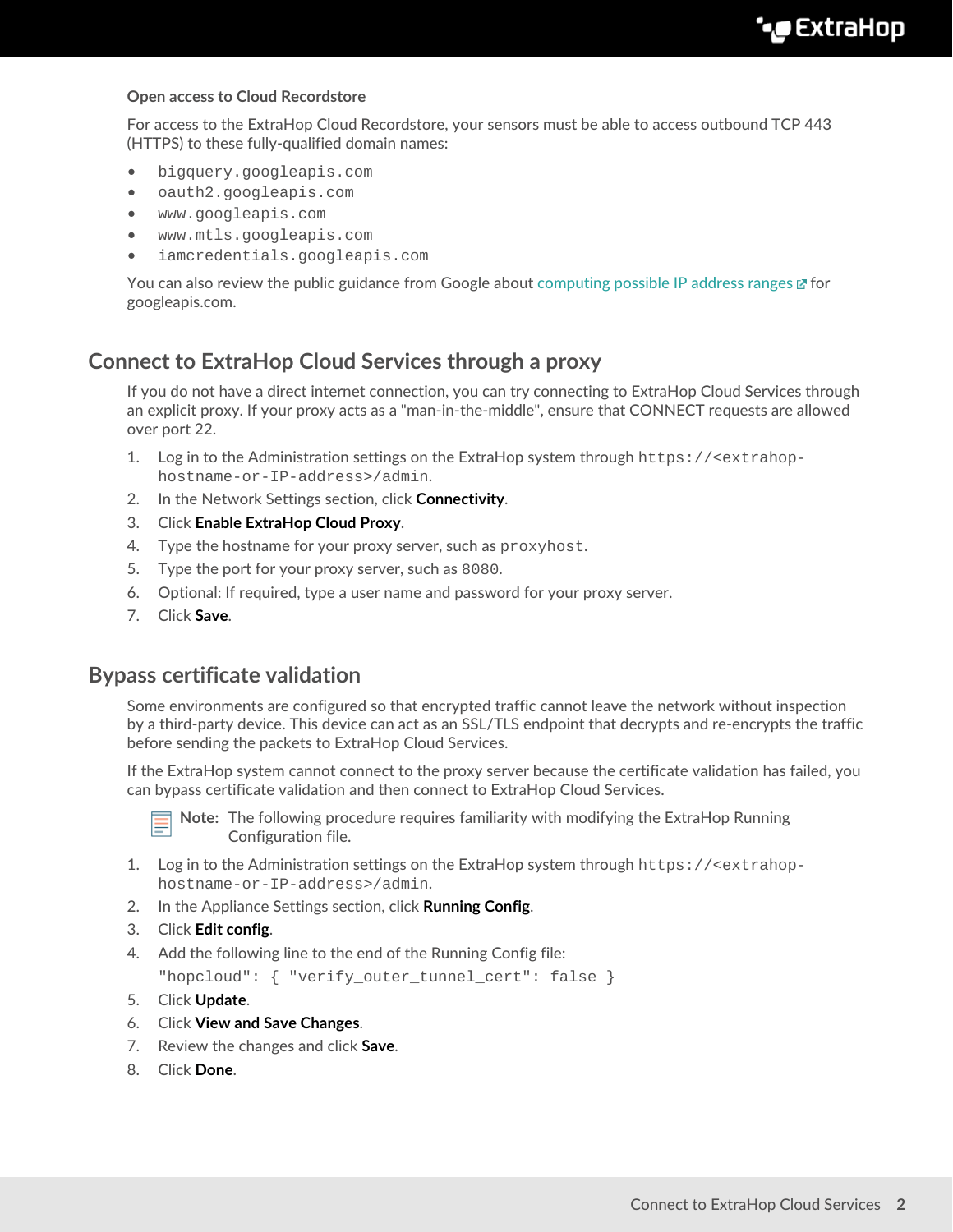#### Open access to Cloud Recordstore

For access to the ExtraHop Cloud Recordstore, your sensors must be able to access outbound TCP 443 (HTTPS) to these fully-qualified domain names:

- `bigquery.googleapis.com`
- `oauth2.googleapis.com`
- `www.googleapis.com`
- `www.mtls.googleapis.com`
- `iamcredentials.googleapis.com`

You can also review the public guidance from Google about computing possible IP address ranges for googleapis.com.

## Connect to ExtraHop Cloud Services through a proxy

If you do not have a direct internet connection, you can try connecting to ExtraHop Cloud Services through an explicit proxy. If your proxy acts as a "man-in-the-middle", ensure that CONNECT requests are allowed over port 22.

1. Log in to the Administration settings on the ExtraHop system through `https://<extrahop-hostname-or-IP-address>/admin`.
2. In the Network Settings section, click **Connectivity**.
3. Click **Enable ExtraHop Cloud Proxy**.
4. Type the hostname for your proxy server, such as `proxyhost`.
5. Type the port for your proxy server, such as `8080`.
6. Optional: If required, type a user name and password for your proxy server.
7. Click **Save**.

## Bypass certificate validation

Some environments are configured so that encrypted traffic cannot leave the network without inspection by a third-party device. This device can act as an SSL/TLS endpoint that decrypts and re-encrypts the traffic before sending the packets to ExtraHop Cloud Services.

If the ExtraHop system cannot connect to the proxy server because the certificate validation has failed, you can bypass certificate validation and then connect to ExtraHop Cloud Services.

**Note:** The following procedure requires familiarity with modifying the ExtraHop Running Configuration file.

1. Log in to the Administration settings on the ExtraHop system through `https://<extrahop-hostname-or-IP-address>/admin`.
2. In the Appliance Settings section, click **Running Config**.
3. Click **Edit config**.
4. Add the following line to the end of the Running Config file:
   ```
   "hopcloud": { "verify_outer_tunnel_cert": false }
   ```
5. Click **Update**.
6. Click **View and Save Changes**.
7. Review the changes and click **Save**.
8. Click **Done**.